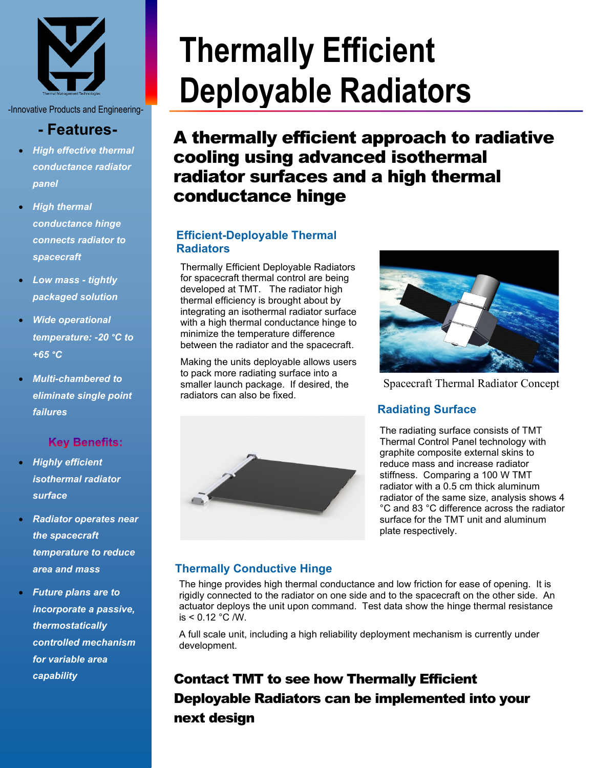-Innovative Products and Engineering-

## - Features-

- *High effective thermal conductance radiator panel*
- *High thermal conductance hinge connects radiator to spacecraft*
- *Low mass - tightly packaged solution*
- *Wide operational temperature: -20 °C to +65 °C*
- *Multi-chambered to eliminate single point failures*

## Key Benefits:

- *Highly efficient isothermal radiator surface*
- *Radiator operates near the spacecraft temperature to reduce area and mass*
- *Future plans are to incorporate a passive, thermostatically controlled mechanism for variable area capability*

# Thermally Efficient Deployable Radiators

## A thermally efficient approach to radiative cooling using advanced isothermal radiator surfaces and a high thermal conductance hinge

### Efficient-Deployable Thermal Radiators

Thermally Efficient Deployable Radiators for spacecraft thermal control are being developed at TMT. The radiator high thermal efficiency is brought about by integrating an isothermal radiator surface with a high thermal conductance hinge to minimize the temperature difference between the radiator and the spacecraft.

Making the units deployable allows users to pack more radiating surface into a smaller launch package. If desired, the radiators can also be fixed.

Spacecraft Thermal Radiator Concept

### Radiating Surface

The radiating surface consists of TMT Thermal Control Panel technology with graphite composite external skins to reduce mass and increase radiator stiffness. Comparing a 100 W TMT radiator with a 0.5 cm thick aluminum radiator of the same size, analysis shows 4 °C and 83 °C difference across the radiator surface for the TMT unit and aluminum plate respectively.

### Thermally Conductive Hinge

The hinge provides high thermal conductance and low friction for ease of opening. It is rigidly connected to the radiator on one side and to the spacecraft on the other side. An actuator deploys the unit upon command. Test data show the hinge thermal resistance is < 0.12 °C /W.

A full scale unit, including a high reliability deployment mechanism is currently under development.

**Contact TMT to see how Thermally Efficient Deployable Radiators can be implemented into your next design**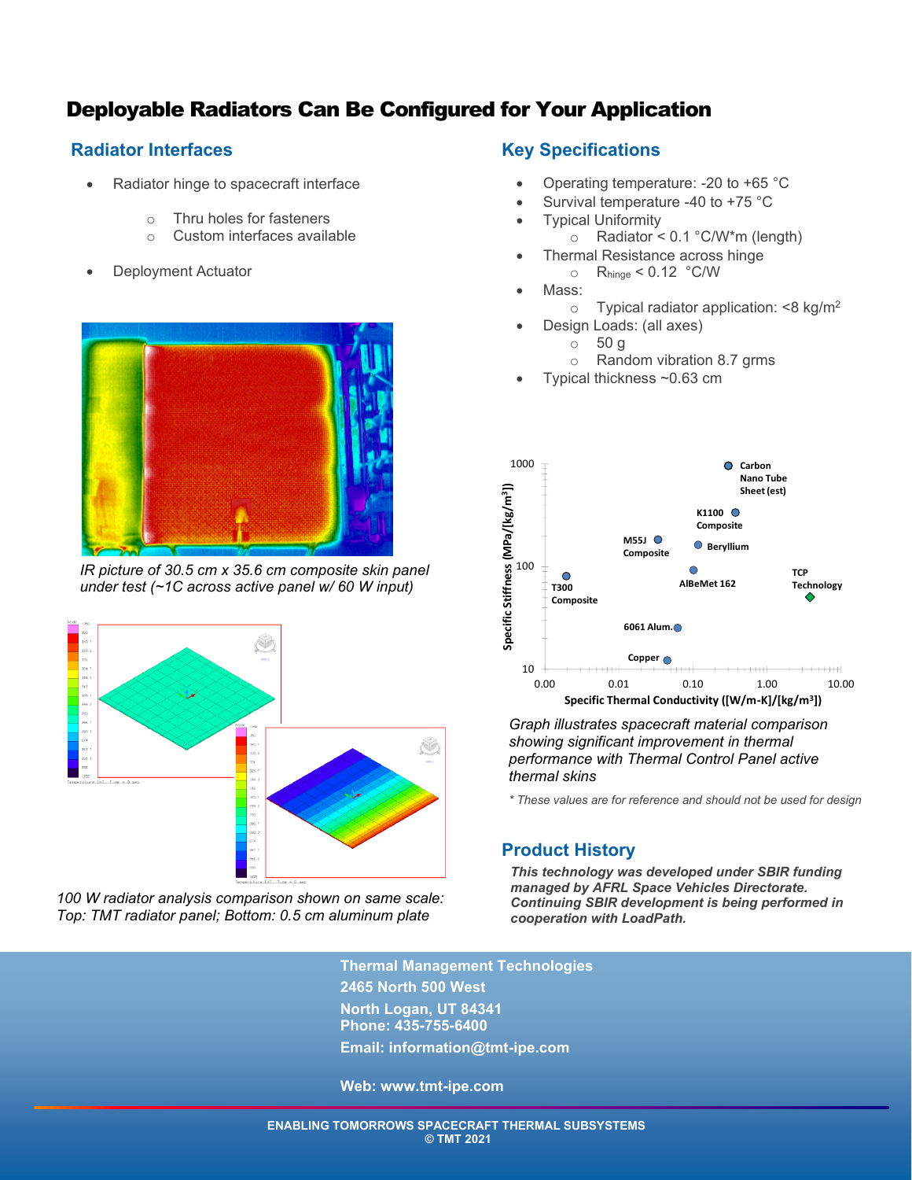# Deployable Radiators Can Be Configured for Your Application

## Radiator Interfaces

- Radiator hinge to spacecraft interface
  - Thru holes for fasteners
  - Custom interfaces available
- Deployment Actuator

*IR picture of 30.5 cm x 35.6 cm composite skin panel under test (~1C across active panel w/ 60 W input)*

*100 W radiator analysis comparison shown on same scale: Top: TMT radiator panel; Bottom: 0.5 cm aluminum plate*

## Key Specifications

- Operating temperature: -20 to +65 °C
- Survival temperature -40 to +75 °C
- Typical Uniformity
  - Radiator < 0.1 °C/W*m (length)
- Thermal Resistance across hinge
  - $R_{hinge}$ < 0.12 °C/W
- Mass:
  - Typical radiator application: <8 kg/m$^2$
- Design Loads: (all axes)
  - 50 g
  - Random vibration 8.7 grms
- Typical thickness ~0.63 cm

Specific Stiffness (MPa/[kg/m³])
1000
100
10
Specific Thermal Conductivity ([W/m-K]/[kg/m³])
0.00
0.01
0.10
1.00
10.00
Carbon Nano Tube Sheet (est)
K1100 Composite
M55J Composite
Beryllium
T300 Composite
AlBeMet 162
TCP Technology
6061 Alum.
Copper

*Graph illustrates spacecraft material comparison showing significant improvement in thermal performance with Thermal Control Panel active thermal skins*

*\* These values are for reference and should not be used for design*

## Product History

***This technology was developed under SBIR funding managed by AFRL Space Vehicles Directorate. Continuing SBIR development is being performed in cooperation with LoadPath.***

**Thermal Management Technologies**
**2465 North 500 West**
**North Logan, UT 84341**
**Phone: 435-755-6400**
**Email: information@tmt-ipe.com**

**Web: www.tmt-ipe.com**

**ENABLING TOMORROWS SPACECRAFT THERMAL SUBSYSTEMS**
**© TMT 2021**